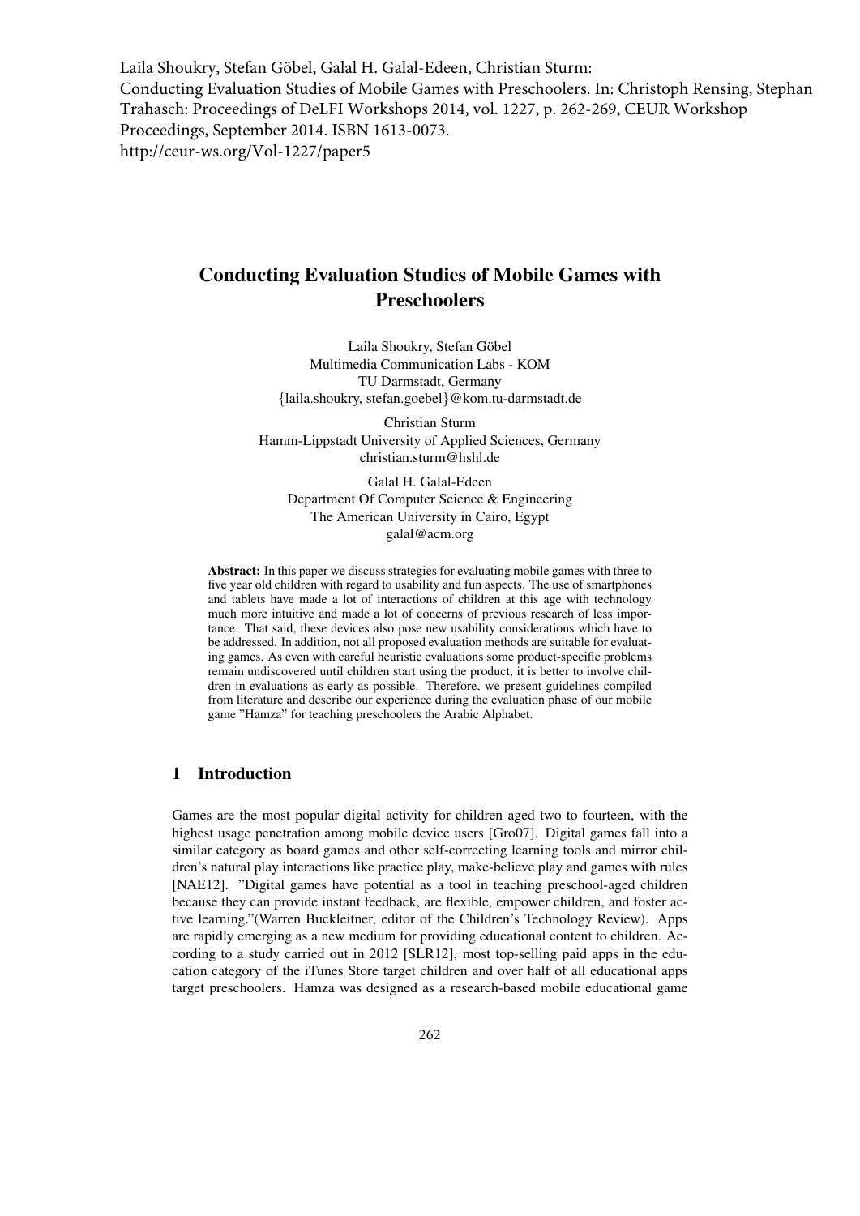Laila Shoukry, Stefan Göbel, Galal H. Galal-Edeen, Christian Sturm:
Conducting Evaluation Studies of Mobile Games with Preschoolers. In: Christoph Rensing, Stephan Trahasch: Proceedings of DeLFI Workshops 2014, vol. 1227, p. 262-269, CEUR Workshop Proceedings, September 2014. ISBN 1613-0073.
http://ceur-ws.org/Vol-1227/paper5

# Conducting Evaluation Studies of Mobile Games with Preschoolers

Laila Shoukry, Stefan Göbel
Multimedia Communication Labs - KOM
TU Darmstadt, Germany
{laila.shoukry, stefan.goebel}@kom.tu-darmstadt.de

Christian Sturm
Hamm-Lippstadt University of Applied Sciences, Germany
christian.sturm@hshl.de

Galal H. Galal-Edeen
Department Of Computer Science & Engineering
The American University in Cairo, Egypt
galal@acm.org

**Abstract:** In this paper we discuss strategies for evaluating mobile games with three to five year old children with regard to usability and fun aspects. The use of smartphones and tablets have made a lot of interactions of children at this age with technology much more intuitive and made a lot of concerns of previous research of less importance. That said, these devices also pose new usability considerations which have to be addressed. In addition, not all proposed evaluation methods are suitable for evaluating games. As even with careful heuristic evaluations some product-specific problems remain undiscovered until children start using the product, it is better to involve children in evaluations as early as possible. Therefore, we present guidelines compiled from literature and describe our experience during the evaluation phase of our mobile game "Hamza" for teaching preschoolers the Arabic Alphabet.

## 1 Introduction

Games are the most popular digital activity for children aged two to fourteen, with the highest usage penetration among mobile device users [Gro07]. Digital games fall into a similar category as board games and other self-correcting learning tools and mirror children's natural play interactions like practice play, make-believe play and games with rules [NAE12]. "Digital games have potential as a tool in teaching preschool-aged children because they can provide instant feedback, are flexible, empower children, and foster active learning."(Warren Buckleitner, editor of the Children's Technology Review). Apps are rapidly emerging as a new medium for providing educational content to children. According to a study carried out in 2012 [SLR12], most top-selling paid apps in the education category of the iTunes Store target children and over half of all educational apps target preschoolers. Hamza was designed as a research-based mobile educational game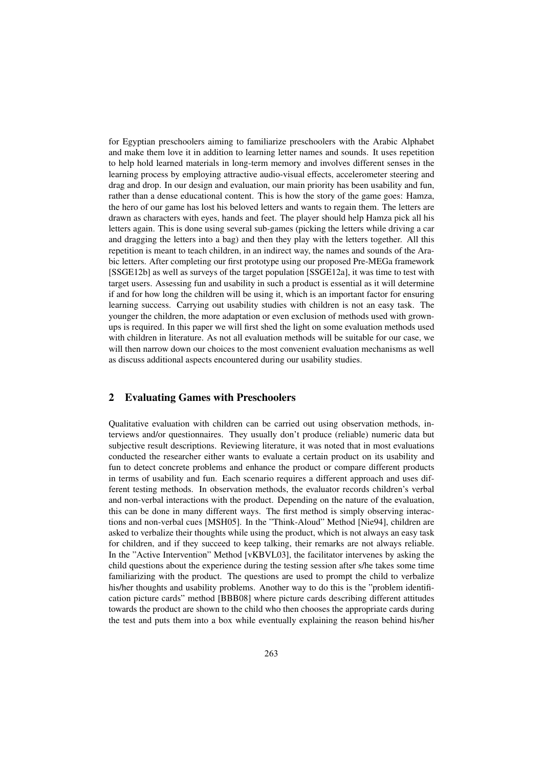for Egyptian preschoolers aiming to familiarize preschoolers with the Arabic Alphabet and make them love it in addition to learning letter names and sounds. It uses repetition to help hold learned materials in long-term memory and involves different senses in the learning process by employing attractive audio-visual effects, accelerometer steering and drag and drop. In our design and evaluation, our main priority has been usability and fun, rather than a dense educational content. This is how the story of the game goes: Hamza, the hero of our game has lost his beloved letters and wants to regain them. The letters are drawn as characters with eyes, hands and feet. The player should help Hamza pick all his letters again. This is done using several sub-games (picking the letters while driving a car and dragging the letters into a bag) and then they play with the letters together. All this repetition is meant to teach children, in an indirect way, the names and sounds of the Arabic letters. After completing our first prototype using our proposed Pre-MEGa framework [SSGE12b] as well as surveys of the target population [SSGE12a], it was time to test with target users. Assessing fun and usability in such a product is essential as it will determine if and for how long the children will be using it, which is an important factor for ensuring learning success. Carrying out usability studies with children is not an easy task. The younger the children, the more adaptation or even exclusion of methods used with grown-ups is required. In this paper we will first shed the light on some evaluation methods used with children in literature. As not all evaluation methods will be suitable for our case, we will then narrow down our choices to the most convenient evaluation mechanisms as well as discuss additional aspects encountered during our usability studies.

## 2 Evaluating Games with Preschoolers

Qualitative evaluation with children can be carried out using observation methods, interviews and/or questionnaires. They usually don't produce (reliable) numeric data but subjective result descriptions. Reviewing literature, it was noted that in most evaluations conducted the researcher either wants to evaluate a certain product on its usability and fun to detect concrete problems and enhance the product or compare different products in terms of usability and fun. Each scenario requires a different approach and uses different testing methods. In observation methods, the evaluator records children's verbal and non-verbal interactions with the product. Depending on the nature of the evaluation, this can be done in many different ways. The first method is simply observing interactions and non-verbal cues [MSH05]. In the "Think-Aloud" Method [Nie94], children are asked to verbalize their thoughts while using the product, which is not always an easy task for children, and if they succeed to keep talking, their remarks are not always reliable. In the "Active Intervention" Method [vKBVL03], the facilitator intervenes by asking the child questions about the experience during the testing session after s/he takes some time familiarizing with the product. The questions are used to prompt the child to verbalize his/her thoughts and usability problems. Another way to do this is the "problem identification picture cards" method [BBB08] where picture cards describing different attitudes towards the product are shown to the child who then chooses the appropriate cards during the test and puts them into a box while eventually explaining the reason behind his/her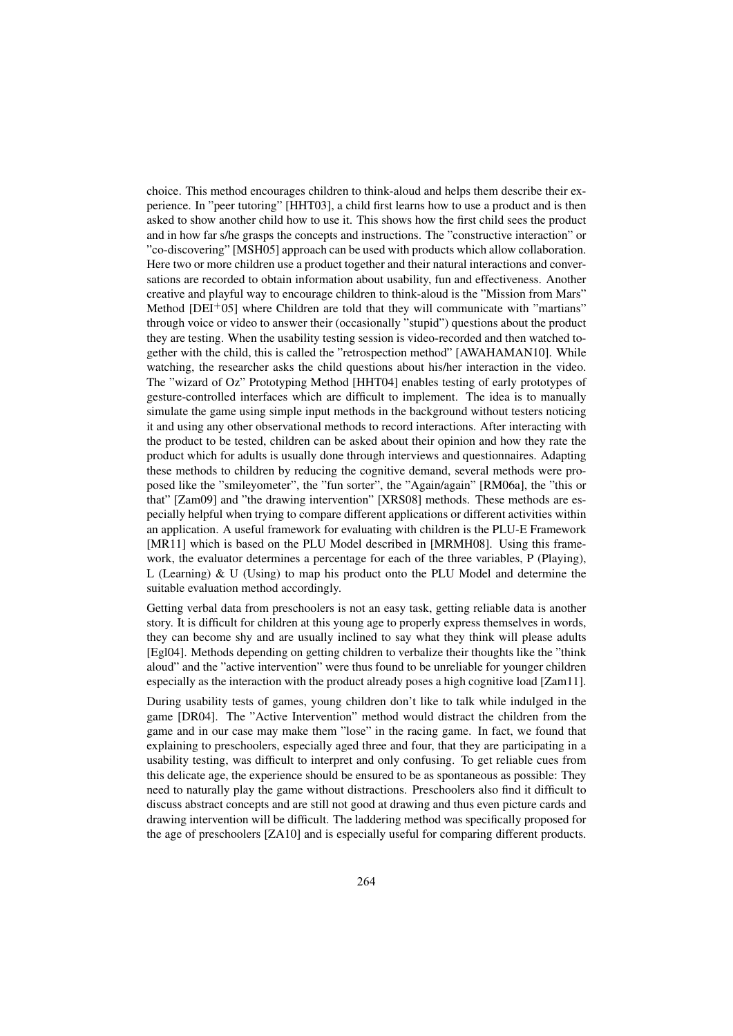choice. This method encourages children to think-aloud and helps them describe their experience. In "peer tutoring" [HHT03], a child first learns how to use a product and is then asked to show another child how to use it. This shows how the first child sees the product and in how far s/he grasps the concepts and instructions. The "constructive interaction" or "co-discovering" [MSH05] approach can be used with products which allow collaboration. Here two or more children use a product together and their natural interactions and conversations are recorded to obtain information about usability, fun and effectiveness. Another creative and playful way to encourage children to think-aloud is the "Mission from Mars" Method [DEI+05] where Children are told that they will communicate with "martians" through voice or video to answer their (occasionally "stupid") questions about the product they are testing. When the usability testing session is video-recorded and then watched together with the child, this is called the "retrospection method" [AWAHAMAN10]. While watching, the researcher asks the child questions about his/her interaction in the video. The "wizard of Oz" Prototyping Method [HHT04] enables testing of early prototypes of gesture-controlled interfaces which are difficult to implement. The idea is to manually simulate the game using simple input methods in the background without testers noticing it and using any other observational methods to record interactions. After interacting with the product to be tested, children can be asked about their opinion and how they rate the product which for adults is usually done through interviews and questionnaires. Adapting these methods to children by reducing the cognitive demand, several methods were proposed like the "smileyometer", the "fun sorter", the "Again/again" [RM06a], the "this or that" [Zam09] and "the drawing intervention" [XRS08] methods. These methods are especially helpful when trying to compare different applications or different activities within an application. A useful framework for evaluating with children is the PLU-E Framework [MR11] which is based on the PLU Model described in [MRMH08]. Using this framework, the evaluator determines a percentage for each of the three variables, P (Playing), L (Learning) & U (Using) to map his product onto the PLU Model and determine the suitable evaluation method accordingly.

Getting verbal data from preschoolers is not an easy task, getting reliable data is another story. It is difficult for children at this young age to properly express themselves in words, they can become shy and are usually inclined to say what they think will please adults [Egl04]. Methods depending on getting children to verbalize their thoughts like the "think aloud" and the "active intervention" were thus found to be unreliable for younger children especially as the interaction with the product already poses a high cognitive load [Zam11].

During usability tests of games, young children don't like to talk while indulged in the game [DR04]. The "Active Intervention" method would distract the children from the game and in our case may make them "lose" in the racing game. In fact, we found that explaining to preschoolers, especially aged three and four, that they are participating in a usability testing, was difficult to interpret and only confusing. To get reliable cues from this delicate age, the experience should be ensured to be as spontaneous as possible: They need to naturally play the game without distractions. Preschoolers also find it difficult to discuss abstract concepts and are still not good at drawing and thus even picture cards and drawing intervention will be difficult. The laddering method was specifically proposed for the age of preschoolers [ZA10] and is especially useful for comparing different products.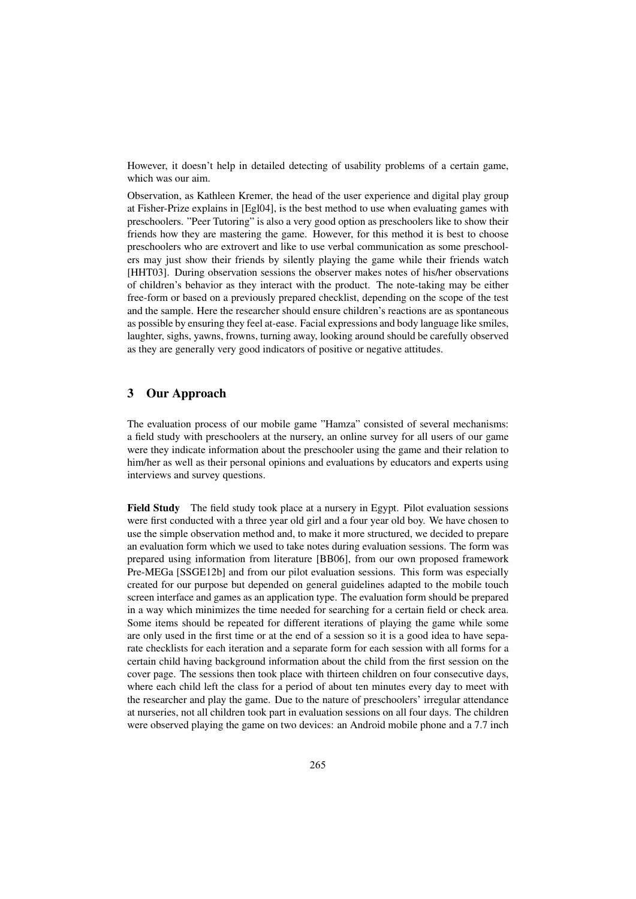However, it doesn't help in detailed detecting of usability problems of a certain game, which was our aim.

Observation, as Kathleen Kremer, the head of the user experience and digital play group at Fisher-Prize explains in [Egl04], is the best method to use when evaluating games with preschoolers. "Peer Tutoring" is also a very good option as preschoolers like to show their friends how they are mastering the game. However, for this method it is best to choose preschoolers who are extrovert and like to use verbal communication as some preschoolers may just show their friends by silently playing the game while their friends watch [HHT03]. During observation sessions the observer makes notes of his/her observations of children's behavior as they interact with the product. The note-taking may be either free-form or based on a previously prepared checklist, depending on the scope of the test and the sample. Here the researcher should ensure children's reactions are as spontaneous as possible by ensuring they feel at-ease. Facial expressions and body language like smiles, laughter, sighs, yawns, frowns, turning away, looking around should be carefully observed as they are generally very good indicators of positive or negative attitudes.

## 3 Our Approach

The evaluation process of our mobile game "Hamza" consisted of several mechanisms: a field study with preschoolers at the nursery, an online survey for all users of our game were they indicate information about the preschooler using the game and their relation to him/her as well as their personal opinions and evaluations by educators and experts using interviews and survey questions.

**Field Study** The field study took place at a nursery in Egypt. Pilot evaluation sessions were first conducted with a three year old girl and a four year old boy. We have chosen to use the simple observation method and, to make it more structured, we decided to prepare an evaluation form which we used to take notes during evaluation sessions. The form was prepared using information from literature [BB06], from our own proposed framework Pre-MEGa [SSGE12b] and from our pilot evaluation sessions. This form was especially created for our purpose but depended on general guidelines adapted to the mobile touch screen interface and games as an application type. The evaluation form should be prepared in a way which minimizes the time needed for searching for a certain field or check area. Some items should be repeated for different iterations of playing the game while some are only used in the first time or at the end of a session so it is a good idea to have separate checklists for each iteration and a separate form for each session with all forms for a certain child having background information about the child from the first session on the cover page. The sessions then took place with thirteen children on four consecutive days, where each child left the class for a period of about ten minutes every day to meet with the researcher and play the game. Due to the nature of preschoolers' irregular attendance at nurseries, not all children took part in evaluation sessions on all four days. The children were observed playing the game on two devices: an Android mobile phone and a 7.7 inch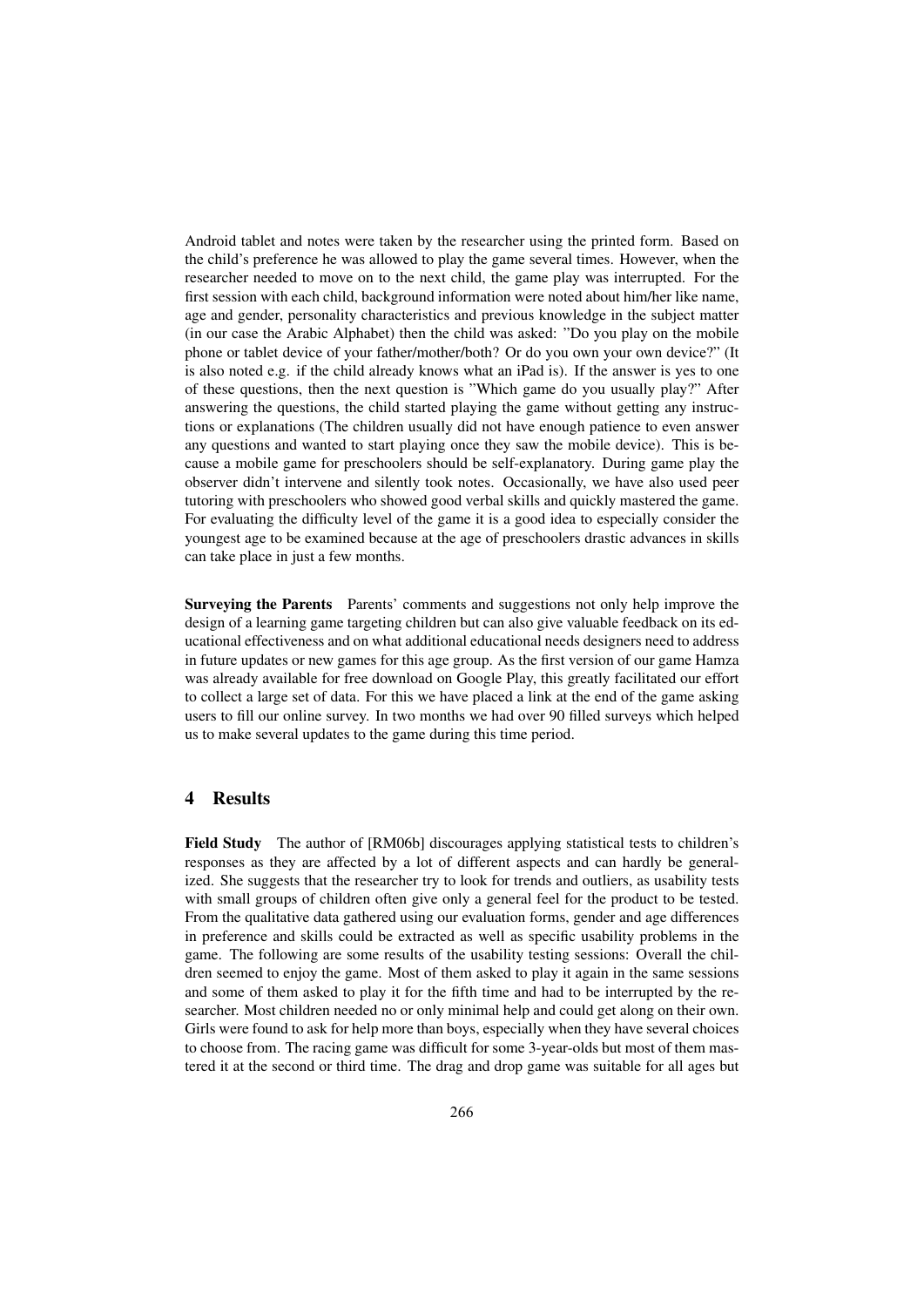Android tablet and notes were taken by the researcher using the printed form. Based on the child's preference he was allowed to play the game several times. However, when the researcher needed to move on to the next child, the game play was interrupted. For the first session with each child, background information were noted about him/her like name, age and gender, personality characteristics and previous knowledge in the subject matter (in our case the Arabic Alphabet) then the child was asked: "Do you play on the mobile phone or tablet device of your father/mother/both? Or do you own your own device?" (It is also noted e.g. if the child already knows what an iPad is). If the answer is yes to one of these questions, then the next question is "Which game do you usually play?" After answering the questions, the child started playing the game without getting any instructions or explanations (The children usually did not have enough patience to even answer any questions and wanted to start playing once they saw the mobile device). This is because a mobile game for preschoolers should be self-explanatory. During game play the observer didn't intervene and silently took notes. Occasionally, we have also used peer tutoring with preschoolers who showed good verbal skills and quickly mastered the game. For evaluating the difficulty level of the game it is a good idea to especially consider the youngest age to be examined because at the age of preschoolers drastic advances in skills can take place in just a few months.

**Surveying the Parents** Parents' comments and suggestions not only help improve the design of a learning game targeting children but can also give valuable feedback on its educational effectiveness and on what additional educational needs designers need to address in future updates or new games for this age group. As the first version of our game Hamza was already available for free download on Google Play, this greatly facilitated our effort to collect a large set of data. For this we have placed a link at the end of the game asking users to fill our online survey. In two months we had over 90 filled surveys which helped us to make several updates to the game during this time period.

## 4 Results

**Field Study** The author of [RM06b] discourages applying statistical tests to children's responses as they are affected by a lot of different aspects and can hardly be generalized. She suggests that the researcher try to look for trends and outliers, as usability tests with small groups of children often give only a general feel for the product to be tested. From the qualitative data gathered using our evaluation forms, gender and age differences in preference and skills could be extracted as well as specific usability problems in the game. The following are some results of the usability testing sessions: Overall the children seemed to enjoy the game. Most of them asked to play it again in the same sessions and some of them asked to play it for the fifth time and had to be interrupted by the researcher. Most children needed no or only minimal help and could get along on their own. Girls were found to ask for help more than boys, especially when they have several choices to choose from. The racing game was difficult for some 3-year-olds but most of them mastered it at the second or third time. The drag and drop game was suitable for all ages but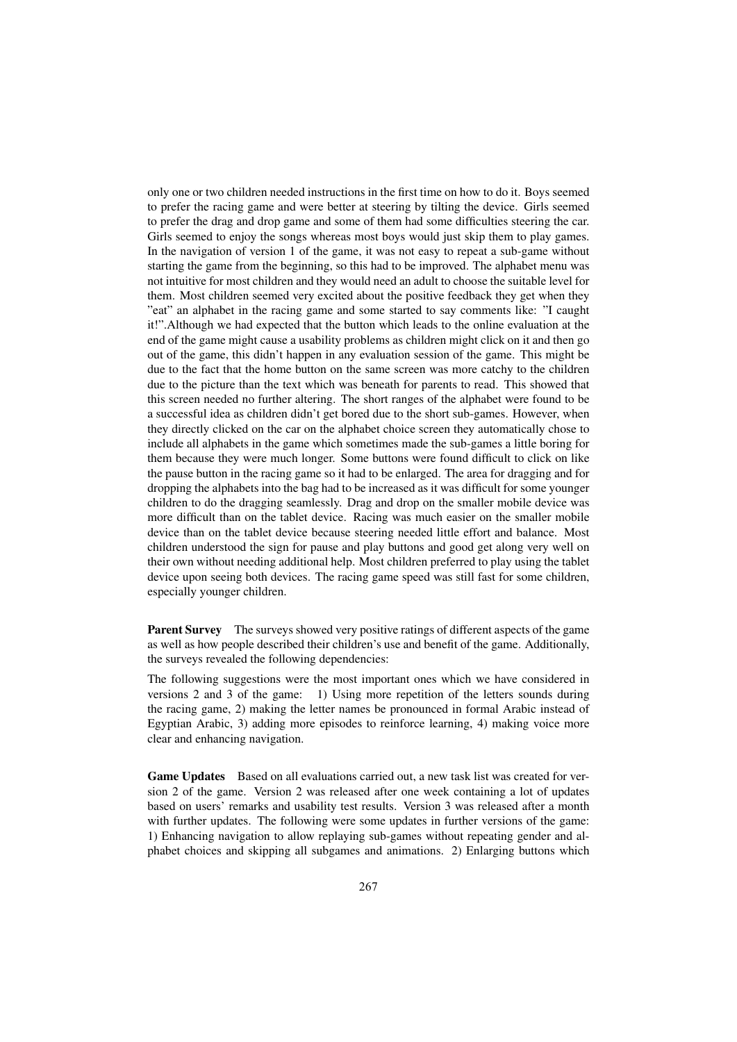only one or two children needed instructions in the first time on how to do it. Boys seemed to prefer the racing game and were better at steering by tilting the device. Girls seemed to prefer the drag and drop game and some of them had some difficulties steering the car. Girls seemed to enjoy the songs whereas most boys would just skip them to play games. In the navigation of version 1 of the game, it was not easy to repeat a sub-game without starting the game from the beginning, so this had to be improved. The alphabet menu was not intuitive for most children and they would need an adult to choose the suitable level for them. Most children seemed very excited about the positive feedback they get when they "eat" an alphabet in the racing game and some started to say comments like: "I caught it!".Although we had expected that the button which leads to the online evaluation at the end of the game might cause a usability problems as children might click on it and then go out of the game, this didn't happen in any evaluation session of the game. This might be due to the fact that the home button on the same screen was more catchy to the children due to the picture than the text which was beneath for parents to read. This showed that this screen needed no further altering. The short ranges of the alphabet were found to be a successful idea as children didn't get bored due to the short sub-games. However, when they directly clicked on the car on the alphabet choice screen they automatically chose to include all alphabets in the game which sometimes made the sub-games a little boring for them because they were much longer. Some buttons were found difficult to click on like the pause button in the racing game so it had to be enlarged. The area for dragging and for dropping the alphabets into the bag had to be increased as it was difficult for some younger children to do the dragging seamlessly. Drag and drop on the smaller mobile device was more difficult than on the tablet device. Racing was much easier on the smaller mobile device than on the tablet device because steering needed little effort and balance. Most children understood the sign for pause and play buttons and good get along very well on their own without needing additional help. Most children preferred to play using the tablet device upon seeing both devices. The racing game speed was still fast for some children, especially younger children.

**Parent Survey** The surveys showed very positive ratings of different aspects of the game as well as how people described their children's use and benefit of the game. Additionally, the surveys revealed the following dependencies:

The following suggestions were the most important ones which we have considered in versions 2 and 3 of the game: 1) Using more repetition of the letters sounds during the racing game, 2) making the letter names be pronounced in formal Arabic instead of Egyptian Arabic, 3) adding more episodes to reinforce learning, 4) making voice more clear and enhancing navigation.

**Game Updates** Based on all evaluations carried out, a new task list was created for version 2 of the game. Version 2 was released after one week containing a lot of updates based on users' remarks and usability test results. Version 3 was released after a month with further updates. The following were some updates in further versions of the game: 1) Enhancing navigation to allow replaying sub-games without repeating gender and alphabet choices and skipping all subgames and animations. 2) Enlarging buttons which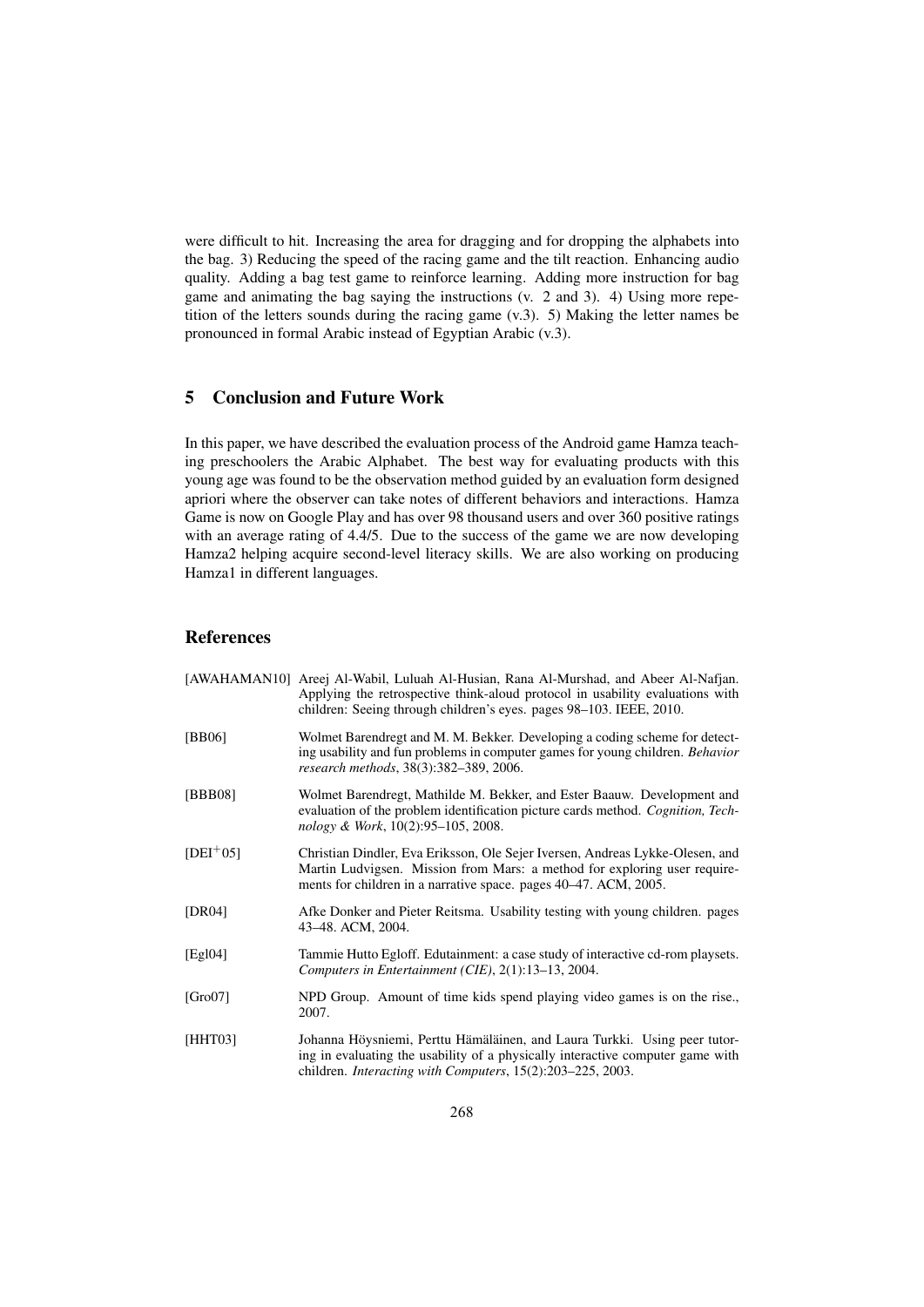were difficult to hit. Increasing the area for dragging and for dropping the alphabets into the bag. 3) Reducing the speed of the racing game and the tilt reaction. Enhancing audio quality. Adding a bag test game to reinforce learning. Adding more instruction for bag game and animating the bag saying the instructions (v. 2 and 3). 4) Using more repetition of the letters sounds during the racing game (v.3). 5) Making the letter names be pronounced in formal Arabic instead of Egyptian Arabic (v.3).

## 5 Conclusion and Future Work

In this paper, we have described the evaluation process of the Android game Hamza teaching preschoolers the Arabic Alphabet. The best way for evaluating products with this young age was found to be the observation method guided by an evaluation form designed apriori where the observer can take notes of different behaviors and interactions. Hamza Game is now on Google Play and has over 98 thousand users and over 360 positive ratings with an average rating of 4.4/5. Due to the success of the game we are now developing Hamza2 helping acquire second-level literacy skills. We are also working on producing Hamza1 in different languages.

## References

[AWAHAMAN10] Areej Al-Wabil, Luluah Al-Husian, Rana Al-Murshad, and Abeer Al-Nafjan. Applying the retrospective think-aloud protocol in usability evaluations with children: Seeing through children's eyes. pages 98–103. IEEE, 2010.

[BB06] Wolmet Barendregt and M. M. Bekker. Developing a coding scheme for detecting usability and fun problems in computer games for young children. *Behavior research methods*, 38(3):382–389, 2006.

[BBB08] Wolmet Barendregt, Mathilde M. Bekker, and Ester Baauw. Development and evaluation of the problem identification picture cards method. *Cognition, Technology & Work*, 10(2):95–105, 2008.

[DEI+05] Christian Dindler, Eva Eriksson, Ole Sejer Iversen, Andreas Lykke-Olesen, and Martin Ludvigsen. Mission from Mars: a method for exploring user requirements for children in a narrative space. pages 40–47. ACM, 2005.

[DR04] Afke Donker and Pieter Reitsma. Usability testing with young children. pages 43–48. ACM, 2004.

[Egl04] Tammie Hutto Egloff. Edutainment: a case study of interactive cd-rom playsets. *Computers in Entertainment (CIE)*, 2(1):13–13, 2004.

[Gro07] NPD Group. Amount of time kids spend playing video games is on the rise., 2007.

[HHT03] Johanna Höysniemi, Perttu Hämäläinen, and Laura Turkki. Using peer tutoring in evaluating the usability of a physically interactive computer game with children. *Interacting with Computers*, 15(2):203–225, 2003.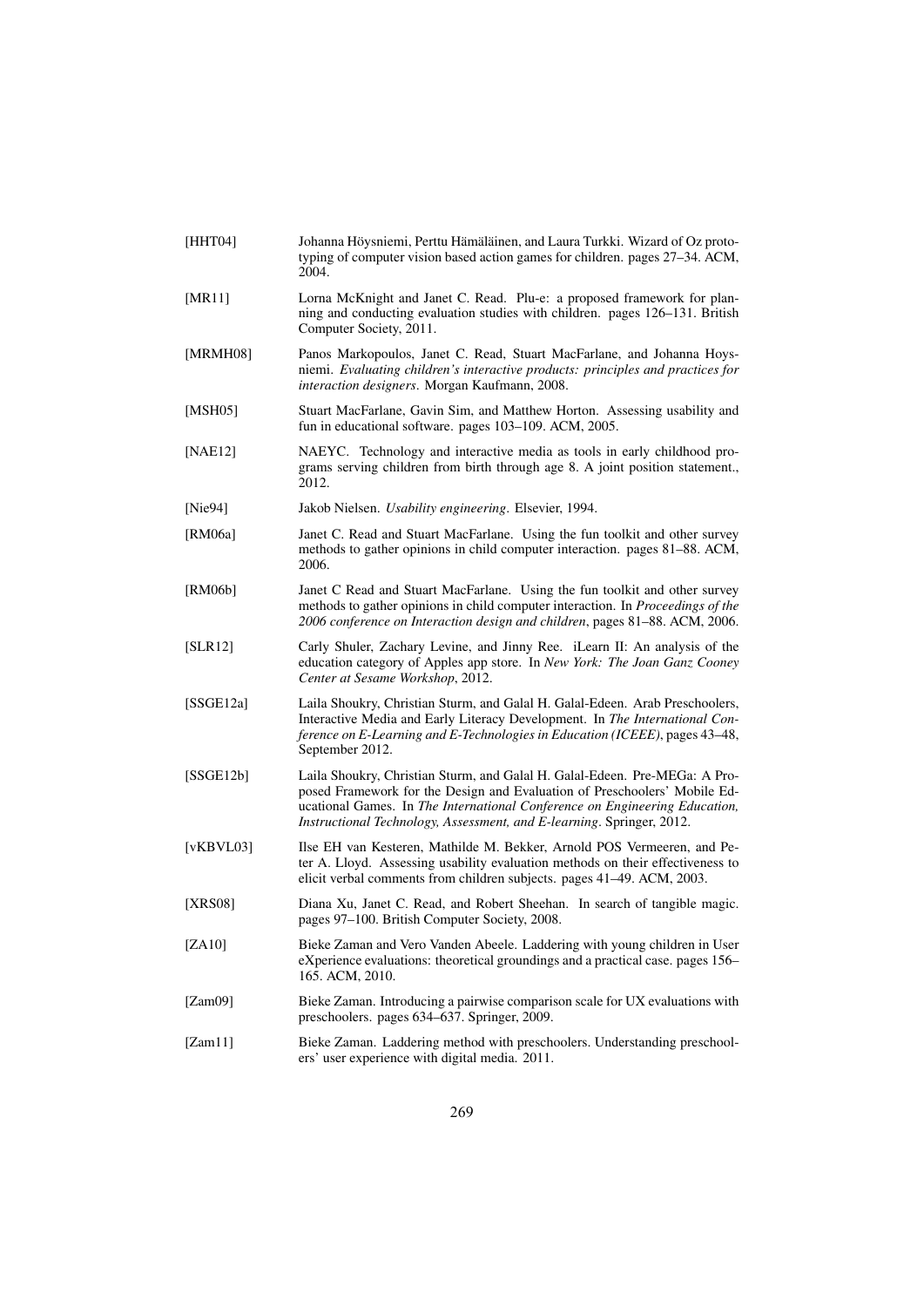[HHT04] Johanna Höysniemi, Perttu Hämäläinen, and Laura Turkki. Wizard of Oz prototyping of computer vision based action games for children. pages 27–34. ACM, 2004.

[MR11] Lorna McKnight and Janet C. Read. Plu-e: a proposed framework for planning and conducting evaluation studies with children. pages 126–131. British Computer Society, 2011.

[MRMH08] Panos Markopoulos, Janet C. Read, Stuart MacFarlane, and Johanna Hoysniemi. *Evaluating children's interactive products: principles and practices for interaction designers*. Morgan Kaufmann, 2008.

[MSH05] Stuart MacFarlane, Gavin Sim, and Matthew Horton. Assessing usability and fun in educational software. pages 103–109. ACM, 2005.

[NAE12] NAEYC. Technology and interactive media as tools in early childhood programs serving children from birth through age 8. A joint position statement., 2012.

[Nie94] Jakob Nielsen. *Usability engineering*. Elsevier, 1994.

[RM06a] Janet C. Read and Stuart MacFarlane. Using the fun toolkit and other survey methods to gather opinions in child computer interaction. pages 81–88. ACM, 2006.

[RM06b] Janet C Read and Stuart MacFarlane. Using the fun toolkit and other survey methods to gather opinions in child computer interaction. In *Proceedings of the 2006 conference on Interaction design and children*, pages 81–88. ACM, 2006.

[SLR12] Carly Shuler, Zachary Levine, and Jinny Ree. iLearn II: An analysis of the education category of Apples app store. In *New York: The Joan Ganz Cooney Center at Sesame Workshop*, 2012.

[SSGE12a] Laila Shoukry, Christian Sturm, and Galal H. Galal-Edeen. Arab Preschoolers, Interactive Media and Early Literacy Development. In *The International Conference on E-Learning and E-Technologies in Education (ICEEE)*, pages 43–48, September 2012.

[SSGE12b] Laila Shoukry, Christian Sturm, and Galal H. Galal-Edeen. Pre-MEGa: A Proposed Framework for the Design and Evaluation of Preschoolers' Mobile Educational Games. In *The International Conference on Engineering Education, Instructional Technology, Assessment, and E-learning*. Springer, 2012.

[vKBVL03] Ilse EH van Kesteren, Mathilde M. Bekker, Arnold POS Vermeeren, and Peter A. Lloyd. Assessing usability evaluation methods on their effectiveness to elicit verbal comments from children subjects. pages 41–49. ACM, 2003.

[XRS08] Diana Xu, Janet C. Read, and Robert Sheehan. In search of tangible magic. pages 97–100. British Computer Society, 2008.

[ZA10] Bieke Zaman and Vero Vanden Abeele. Laddering with young children in User eXperience evaluations: theoretical groundings and a practical case. pages 156–165. ACM, 2010.

[Zam09] Bieke Zaman. Introducing a pairwise comparison scale for UX evaluations with preschoolers. pages 634–637. Springer, 2009.

[Zam11] Bieke Zaman. Laddering method with preschoolers. Understanding preschoolers' user experience with digital media. 2011.